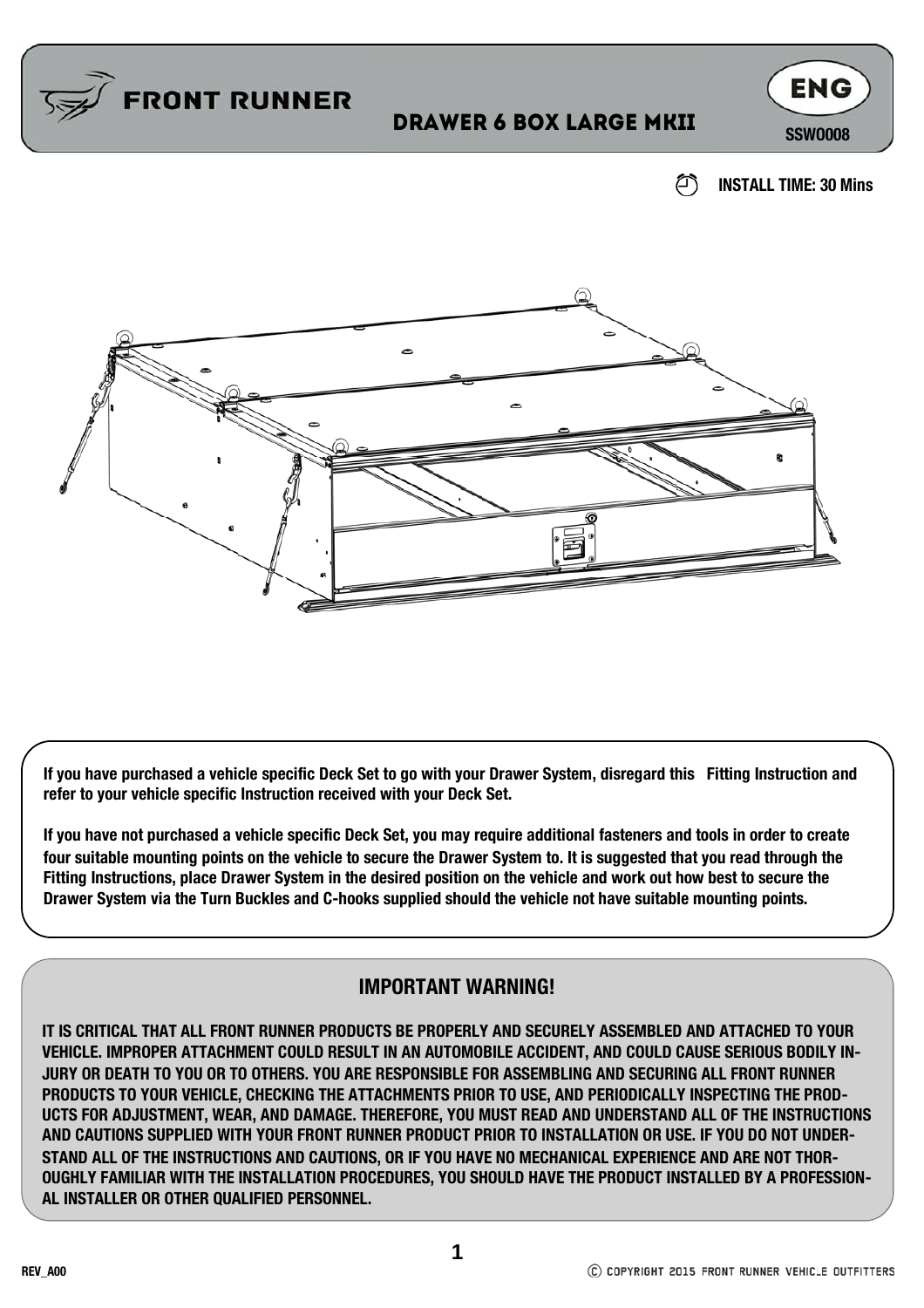# FRONT RUNNER

## DRAWER 6 BOX LARGE MKII

**ENG**

**SSWO008**

**INSTALL TIME: 30 Mins**

**If you have purchased a vehicle specific Deck Set to go with your Drawer System, disregard this Fitting Instruction and refer to your vehicle specific Instruction received with your Deck Set.**

**If you have not purchased a vehicle specific Deck Set, you may require additional fasteners and tools in order to create four suitable mounting points on the vehicle to secure the Drawer System to. It is suggested that you read through the Fitting Instructions, place Drawer System in the desired position on the vehicle and work out how best to secure the Drawer System via the Turn Buckles and C-hooks supplied should the vehicle not have suitable mounting points.**

## IMPORTANT WARNING!

**IT IS CRITICAL THAT ALL FRONT RUNNER PRODUCTS BE PROPERLY AND SECURELY ASSEMBLED AND ATTACHED TO YOUR VEHICLE. IMPROPER ATTACHMENT COULD RESULT IN AN AUTOMOBILE ACCIDENT, AND COULD CAUSE SERIOUS BODILY INJURY OR DEATH TO YOU OR TO OTHERS. YOU ARE RESPONSIBLE FOR ASSEMBLING AND SECURING ALL FRONT RUNNER PRODUCTS TO YOUR VEHICLE, CHECKING THE ATTACHMENTS PRIOR TO USE, AND PERIODICALLY INSPECTING THE PRODUCTS FOR ADJUSTMENT, WEAR, AND DAMAGE. THEREFORE, YOU MUST READ AND UNDERSTAND ALL OF THE INSTRUCTIONS AND CAUTIONS SUPPLIED WITH YOUR FRONT RUNNER PRODUCT PRIOR TO INSTALLATION OR USE. IF YOU DO NOT UNDERSTAND ALL OF THE INSTRUCTIONS AND CAUTIONS, OR IF YOU HAVE NO MECHANICAL EXPERIENCE AND ARE NOT THOROUGHLY FAMILIAR WITH THE INSTALLATION PROCEDURES, YOU SHOULD HAVE THE PRODUCT INSTALLED BY A PROFESSIONAL INSTALLER OR OTHER QUALIFIED PERSONNEL.**

REV_A00

© COPYRIGHT 2015 FRONT RUNNER VEHICLE OUTFITTERS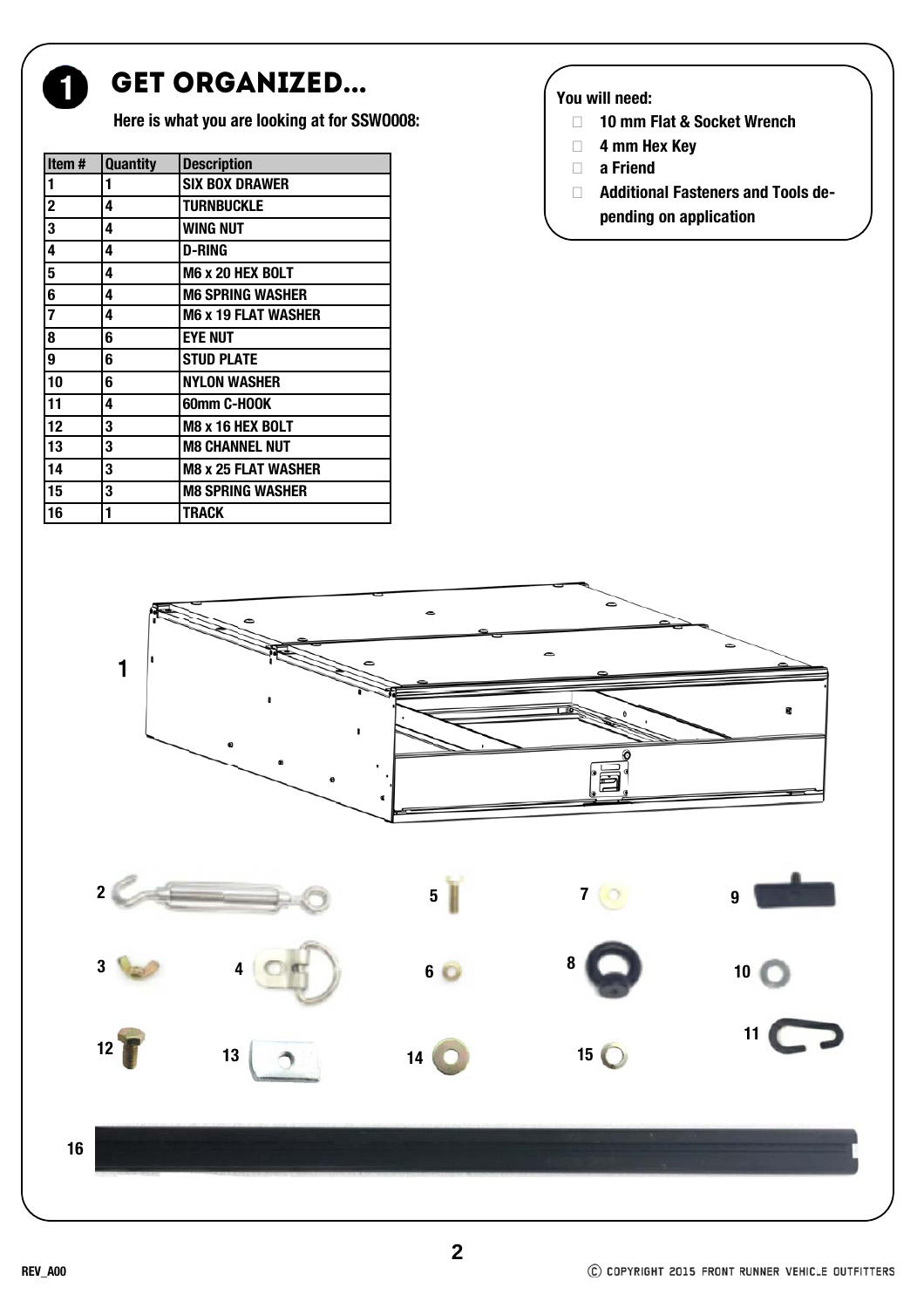# 1 GET ORGANIZED...

**Here is what you are looking at for SSWO008:**

| Item # | Quantity | Description |
|---|---|---|
| 1 | 1 | SIX BOX DRAWER |
| 2 | 4 | TURNBUCKLE |
| 3 | 4 | WING NUT |
| 4 | 4 | D-RING |
| 5 | 4 | M6 x 20 HEX BOLT |
| 6 | 4 | M6 SPRING WASHER |
| 7 | 4 | M6 x 19 FLAT WASHER |
| 8 | 6 | EYE NUT |
| 9 | 6 | STUD PLATE |
| 10 | 6 | NYLON WASHER |
| 11 | 4 | 60mm C-HOOK |
| 12 | 3 | M8 x 16 HEX BOLT |
| 13 | 3 | M8 CHANNEL NUT |
| 14 | 3 | M8 x 25 FLAT WASHER |
| 15 | 3 | M8 SPRING WASHER |
| 16 | 1 | TRACK |

**You will need:**

- 10 mm Flat & Socket Wrench
- 4 mm Hex Key
- a Friend
- Additional Fasteners and Tools depending on application

1

2 5 7 9

3 4 6 8 10

12 13 14 15 11

16

REV_A00

Ⓒ COPYRIGHT 2015 FRONT RUNNER VEHICLE OUTFITTERS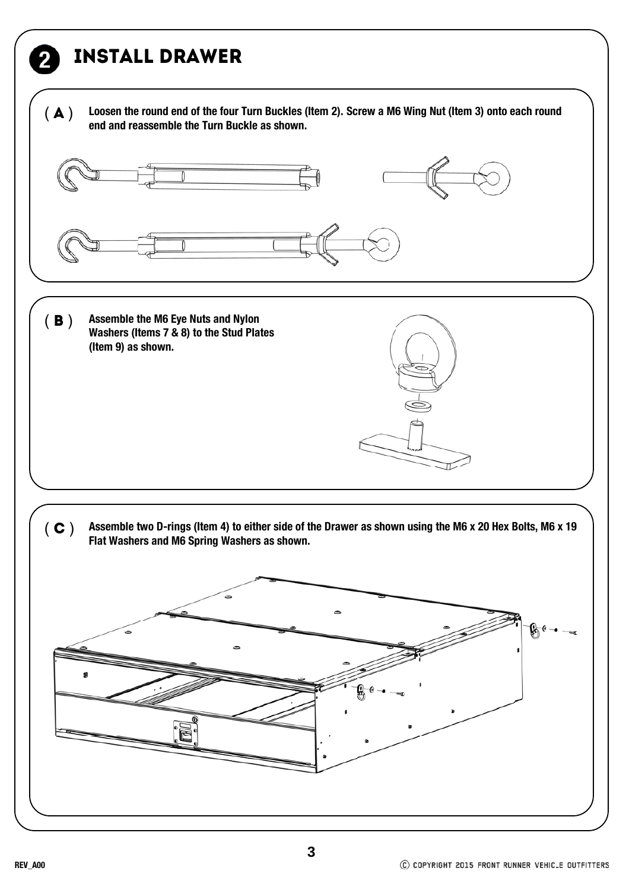## 2 INSTALL DRAWER

**(A)** **Loosen the round end of the four Turn Buckles (Item 2). Screw a M6 Wing Nut (Item 3) onto each round end and reassemble the Turn Buckle as shown.**

**(B)** **Assemble the M6 Eye Nuts and Nylon Washers (Items 7 & 8) to the Stud Plates (Item 9) as shown.**

**(C)** **Assemble two D-rings (Item 4) to either side of the Drawer as shown using the M6 x 20 Hex Bolts, M6 x 19 Flat Washers and M6 Spring Washers as shown.**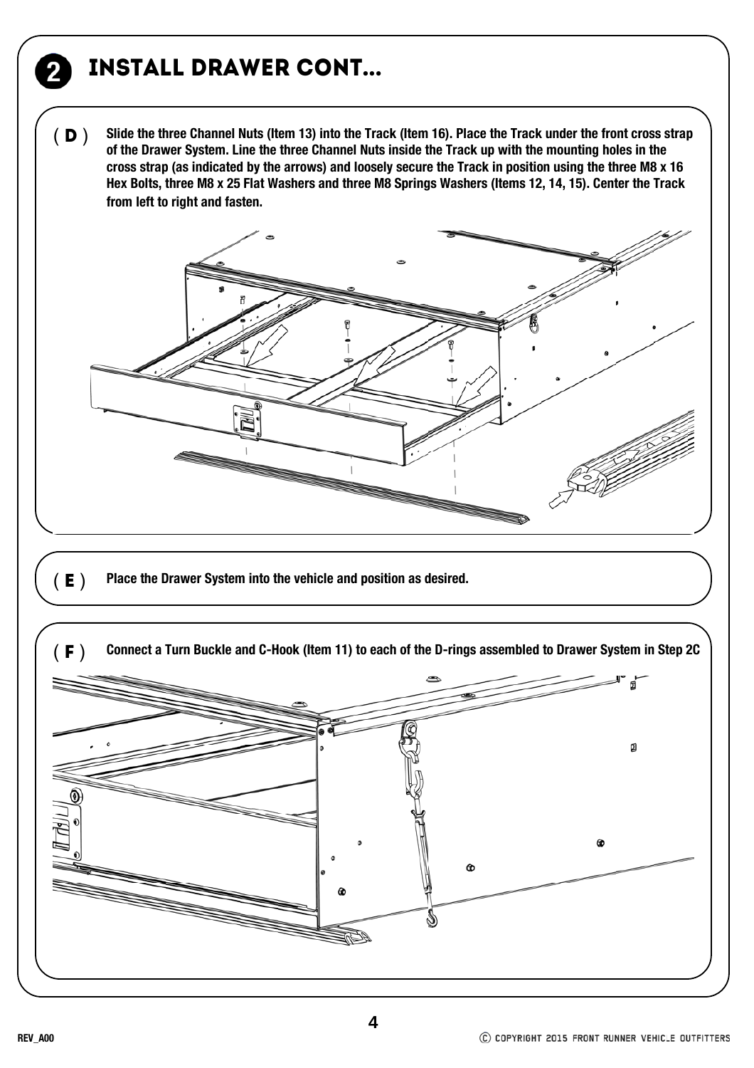# 2 INSTALL DRAWER CONT...

**( D )** **Slide the three Channel Nuts (Item 13) into the Track (Item 16). Place the Track under the front cross strap of the Drawer System. Line the three Channel Nuts inside the Track up with the mounting holes in the cross strap (as indicated by the arrows) and loosely secure the Track in position using the three M8 x 16 Hex Bolts, three M8 x 25 Flat Washers and three M8 Springs Washers (Items 12, 14, 15). Center the Track from left to right and fasten.**

**( E )** **Place the Drawer System into the vehicle and position as desired.**

**( F )** **Connect a Turn Buckle and C-Hook (Item 11) to each of the D-rings assembled to Drawer System in Step 2C**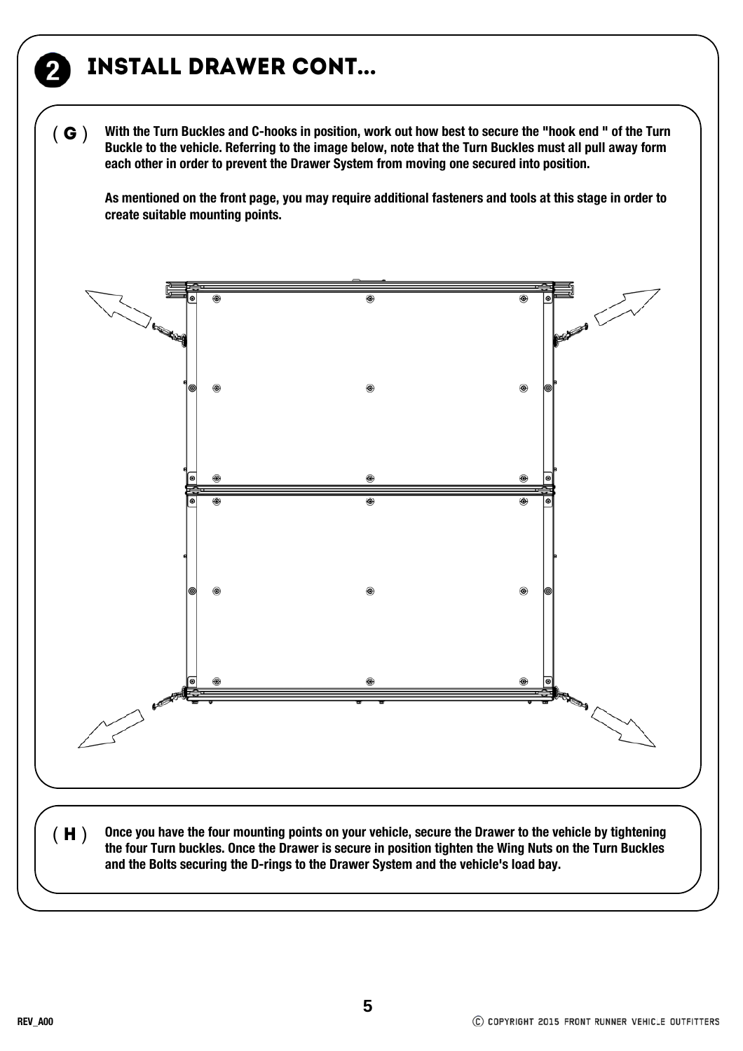## 2 INSTALL DRAWER CONT...

**( G )** **With the Turn Buckles and C-hooks in position, work out how best to secure the "hook end " of the Turn Buckle to the vehicle. Referring to the image below, note that the Turn Buckles must all pull away form each other in order to prevent the Drawer System from moving one secured into position.**

**As mentioned on the front page, you may require additional fasteners and tools at this stage in order to create suitable mounting points.**

**( H )** **Once you have the four mounting points on your vehicle, secure the Drawer to the vehicle by tightening the four Turn buckles. Once the Drawer is secure in position tighten the Wing Nuts on the Turn Buckles and the Bolts securing the D-rings to the Drawer System and the vehicle's load bay.**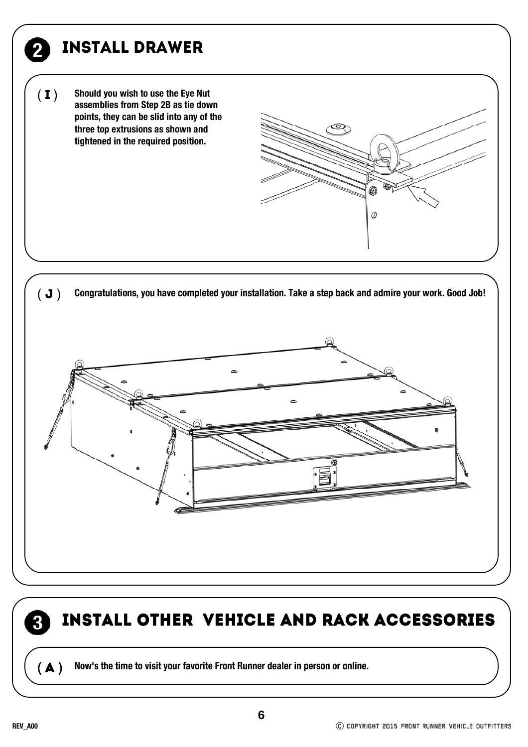## 2 INSTALL DRAWER

**( I )** **Should you wish to use the Eye Nut assemblies from Step 2B as tie down points, they can be slid into any of the three top extrusions as shown and tightened in the required position.**

**( J )** **Congratulations, you have completed your installation. Take a step back and admire your work. Good Job!**

## 3 INSTALL OTHER VEHICLE AND RACK ACCESSORIES

**( A )** **Now's the time to visit your favorite Front Runner dealer in person or online.**

REV_A00

© COPYRIGHT 2015 FRONT RUNNER VEHICLE OUTFITTERS